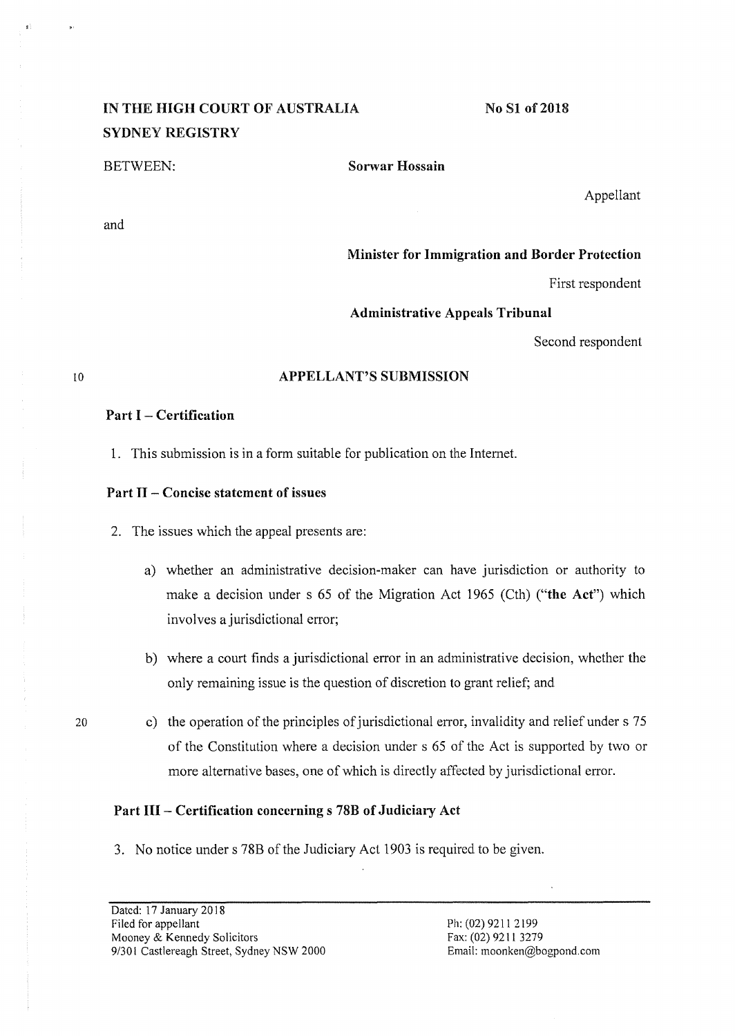**IN THE HIGH COURT OF AUSTRALIA** **No S1 of 2018**

**SYDNEY REGISTRY**

BETWEEN: **Sorwar Hossain**

Appellant

and

**Minister for Immigration and Border Protection**

First respondent

**Administrative Appeals Tribunal**

Second respondent

## APPELLANT'S SUBMISSION

### Part I – Certification

1. This submission is in a form suitable for publication on the Internet.

### Part II – Concise statement of issues

2. The issues which the appeal presents are:

   a) whether an administrative decision-maker can have jurisdiction or authority to make a decision under s 65 of the Migration Act 1965 (Cth) ("**the Act**") which involves a jurisdictional error;

   b) where a court finds a jurisdictional error in an administrative decision, whether the only remaining issue is the question of discretion to grant relief; and

   c) the operation of the principles of jurisdictional error, invalidity and relief under s 75 of the Constitution where a decision under s 65 of the Act is supported by two or more alternative bases, one of which is directly affected by jurisdictional error.

### Part III – Certification concerning s 78B of Judiciary Act

3. No notice under s 78B of the Judiciary Act 1903 is required to be given.

Dated: 17 January 2018
Filed for appellant
Mooney & Kennedy Solicitors
9/301 Castlereagh Street, Sydney NSW 2000

Ph: (02) 9211 2199
Fax: (02) 9211 3279
Email: moonken@bogpond.com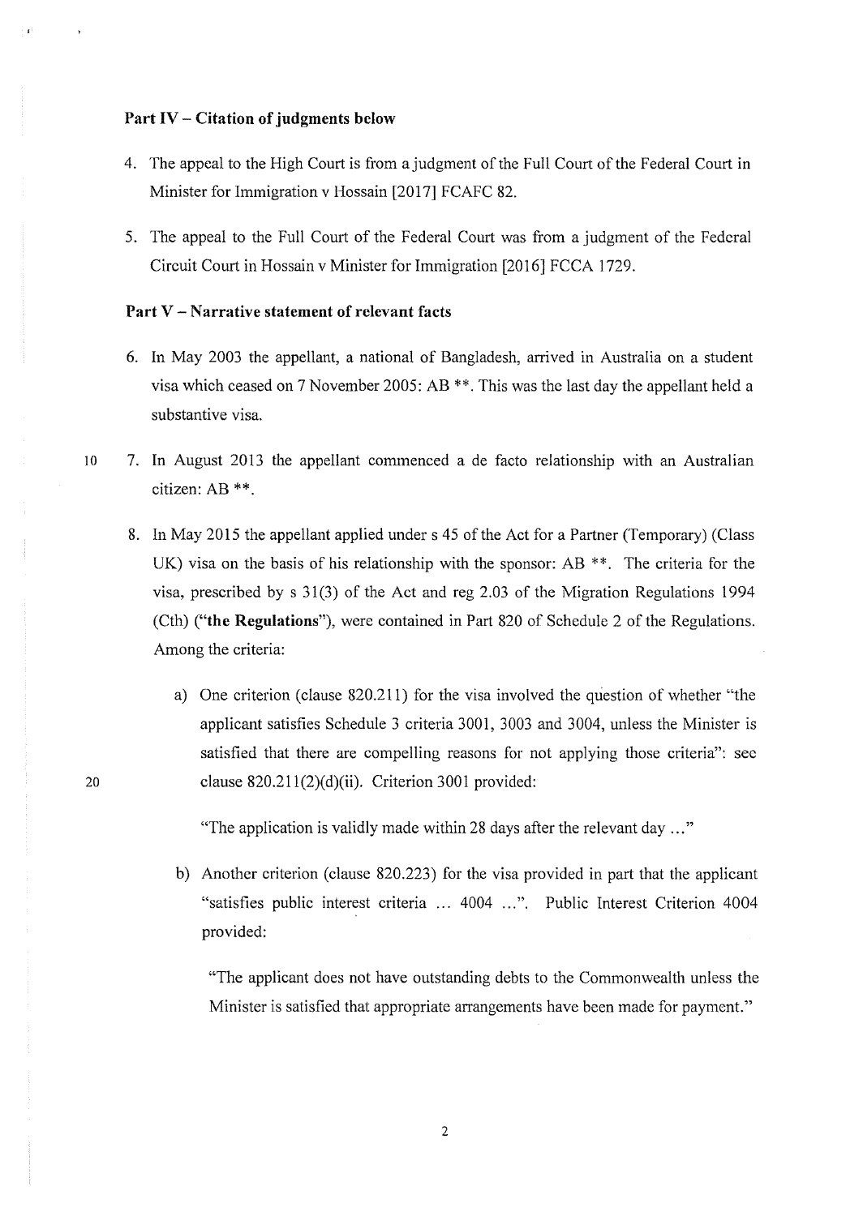## Part IV – Citation of judgments below

4. The appeal to the High Court is from a judgment of the Full Court of the Federal Court in Minister for Immigration v Hossain [2017] FCAFC 82.

5. The appeal to the Full Court of the Federal Court was from a judgment of the Federal Circuit Court in Hossain v Minister for Immigration [2016] FCCA 1729.

## Part V – Narrative statement of relevant facts

6. In May 2003 the appellant, a national of Bangladesh, arrived in Australia on a student visa which ceased on 7 November 2005: AB **. This was the last day the appellant held a substantive visa.

7. In August 2013 the appellant commenced a de facto relationship with an Australian citizen: AB **.

8. In May 2015 the appellant applied under s 45 of the Act for a Partner (Temporary) (Class UK) visa on the basis of his relationship with the sponsor: AB **. The criteria for the visa, prescribed by s 31(3) of the Act and reg 2.03 of the Migration Regulations 1994 (Cth) (**"the Regulations"**), were contained in Part 820 of Schedule 2 of the Regulations. Among the criteria:

   a) One criterion (clause 820.211) for the visa involved the question of whether "the applicant satisfies Schedule 3 criteria 3001, 3003 and 3004, unless the Minister is satisfied that there are compelling reasons for not applying those criteria": see clause 820.211(2)(d)(ii). Criterion 3001 provided:

      "The application is validly made within 28 days after the relevant day ..."

   b) Another criterion (clause 820.223) for the visa provided in part that the applicant "satisfies public interest criteria ... 4004 ...". Public Interest Criterion 4004 provided:

      "The applicant does not have outstanding debts to the Commonwealth unless the Minister is satisfied that appropriate arrangements have been made for payment."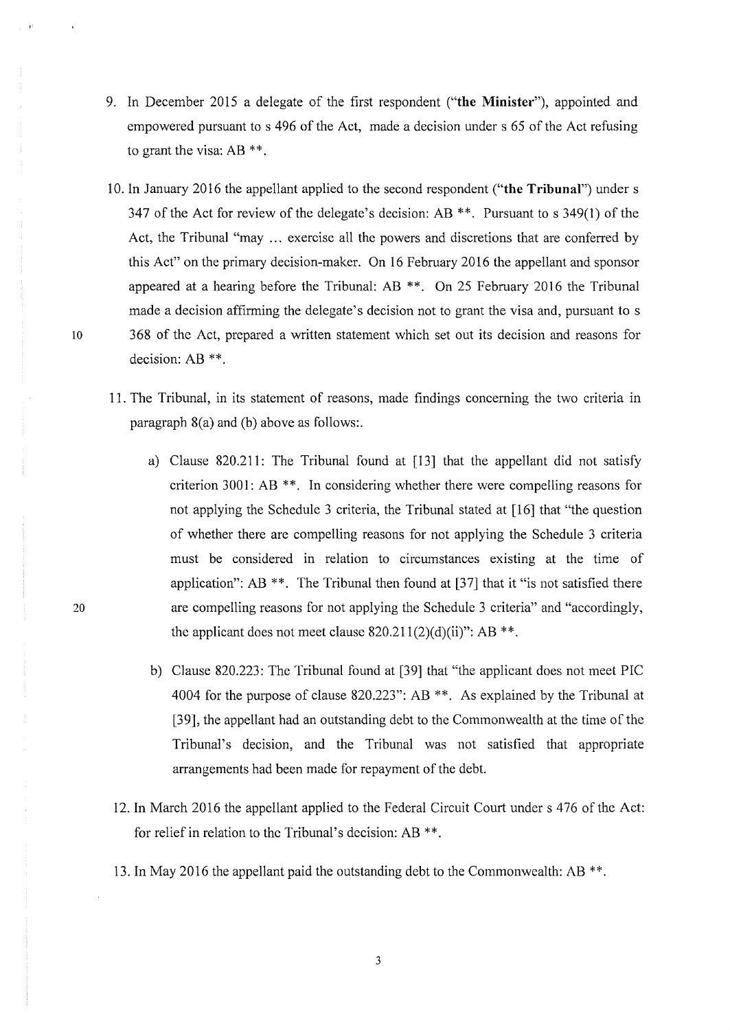9. In December 2015 a delegate of the first respondent ("**the Minister**"), appointed and empowered pursuant to s 496 of the Act, made a decision under s 65 of the Act refusing to grant the visa: AB **.

10. In January 2016 the appellant applied to the second respondent ("**the Tribunal**") under s 347 of the Act for review of the delegate's decision: AB **. Pursuant to s 349(1) of the Act, the Tribunal "may ... exercise all the powers and discretions that are conferred by this Act" on the primary decision-maker. On 16 February 2016 the appellant and sponsor appeared at a hearing before the Tribunal: AB **. On 25 February 2016 the Tribunal made a decision affirming the delegate's decision not to grant the visa and, pursuant to s 368 of the Act, prepared a written statement which set out its decision and reasons for decision: AB **.

11. The Tribunal, in its statement of reasons, made findings concerning the two criteria in paragraph 8(a) and (b) above as follows:.

    a) Clause 820.211: The Tribunal found at [13] that the appellant did not satisfy criterion 3001: AB **. In considering whether there were compelling reasons for not applying the Schedule 3 criteria, the Tribunal stated at [16] that "the question of whether there are compelling reasons for not applying the Schedule 3 criteria must be considered in relation to circumstances existing at the time of application": AB **. The Tribunal then found at [37] that it "is not satisfied there are compelling reasons for not applying the Schedule 3 criteria" and "accordingly, the applicant does not meet clause 820.211(2)(d)(ii)": AB **.

    b) Clause 820.223: The Tribunal found at [39] that "the applicant does not meet PIC 4004 for the purpose of clause 820.223": AB **. As explained by the Tribunal at [39], the appellant had an outstanding debt to the Commonwealth at the time of the Tribunal's decision, and the Tribunal was not satisfied that appropriate arrangements had been made for repayment of the debt.

12. In March 2016 the appellant applied to the Federal Circuit Court under s 476 of the Act: for relief in relation to the Tribunal's decision: AB **.

13. In May 2016 the appellant paid the outstanding debt to the Commonwealth: AB **.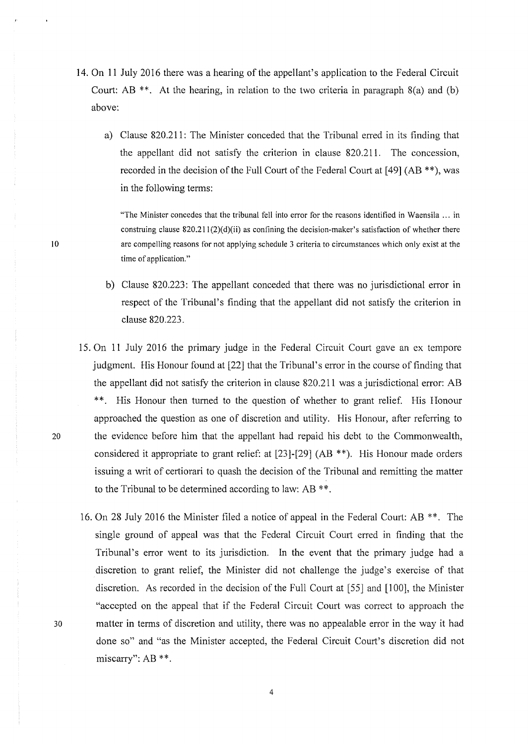14. On 11 July 2016 there was a hearing of the appellant's application to the Federal Circuit Court: AB **. At the hearing, in relation to the two criteria in paragraph 8(a) and (b) above:

    a) Clause 820.211: The Minister conceded that the Tribunal erred in its finding that the appellant did not satisfy the criterion in clause 820.211. The concession, recorded in the decision of the Full Court of the Federal Court at [49] (AB **), was in the following terms:

    > "The Minister concedes that the tribunal fell into error for the reasons identified in Waensila ... in construing clause 820.211(2)(d)(ii) as confining the decision-maker's satisfaction of whether there are compelling reasons for not applying schedule 3 criteria to circumstances which only exist at the time of application."

    b) Clause 820.223: The appellant conceded that there was no jurisdictional error in respect of the Tribunal's finding that the appellant did not satisfy the criterion in clause 820.223.

15. On 11 July 2016 the primary judge in the Federal Circuit Court gave an ex tempore judgment. His Honour found at [22] that the Tribunal's error in the course of finding that the appellant did not satisfy the criterion in clause 820.211 was a jurisdictional error: AB **. His Honour then turned to the question of whether to grant relief. His Honour approached the question as one of discretion and utility. His Honour, after referring to the evidence before him that the appellant had repaid his debt to the Commonwealth, considered it appropriate to grant relief: at [23]-[29] (AB **). His Honour made orders issuing a writ of certiorari to quash the decision of the Tribunal and remitting the matter to the Tribunal to be determined according to law: AB **.

16. On 28 July 2016 the Minister filed a notice of appeal in the Federal Court: AB **. The single ground of appeal was that the Federal Circuit Court erred in finding that the Tribunal's error went to its jurisdiction. In the event that the primary judge had a discretion to grant relief, the Minister did not challenge the judge's exercise of that discretion. As recorded in the decision of the Full Court at [55] and [100], the Minister "accepted on the appeal that if the Federal Circuit Court was correct to approach the matter in terms of discretion and utility, there was no appealable error in the way it had done so" and "as the Minister accepted, the Federal Circuit Court's discretion did not miscarry": AB **.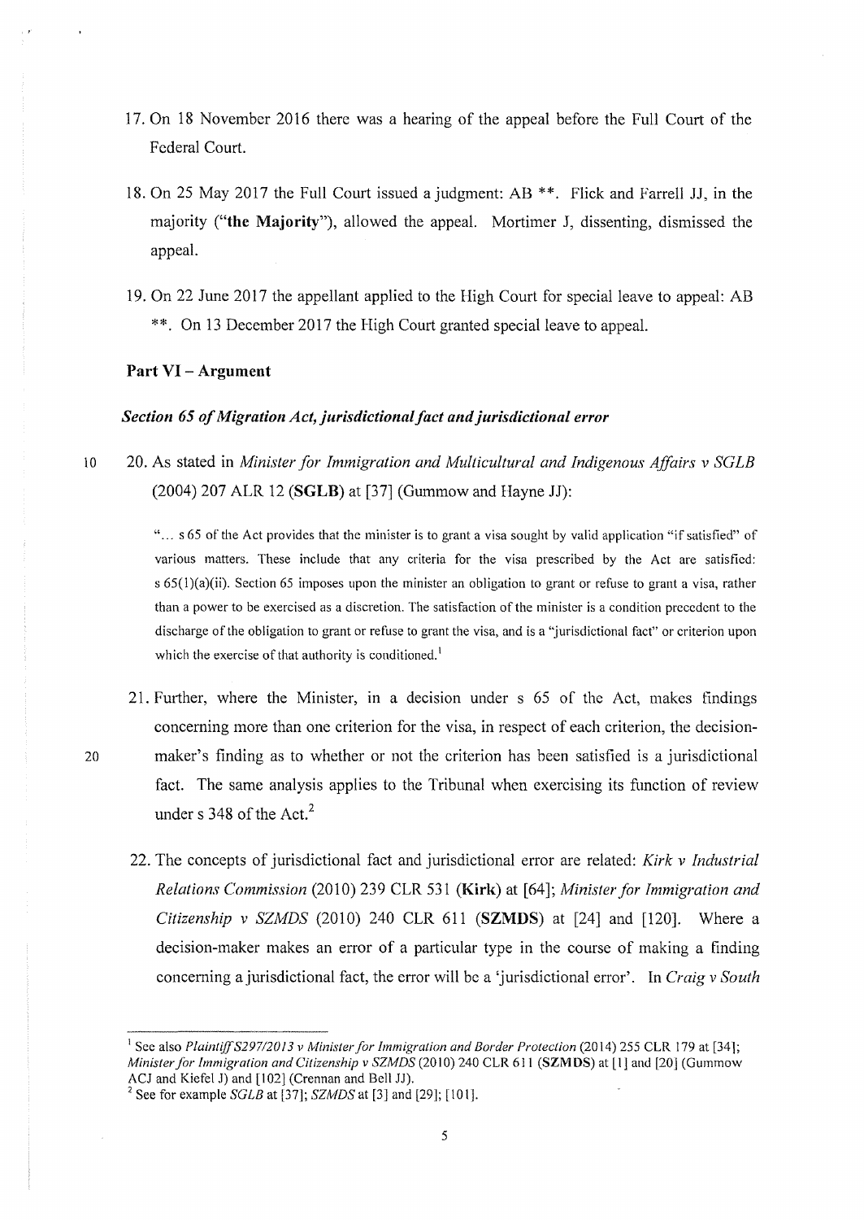17. On 18 November 2016 there was a hearing of the appeal before the Full Court of the Federal Court.

18. On 25 May 2017 the Full Court issued a judgment: AB **. Flick and Farrell JJ, in the majority (**"the Majority"**), allowed the appeal. Mortimer J, dissenting, dismissed the appeal.

19. On 22 June 2017 the appellant applied to the High Court for special leave to appeal: AB **. On 13 December 2017 the High Court granted special leave to appeal.

**Part VI – Argument**

***Section 65 of Migration Act, jurisdictional fact and jurisdictional error***

20. As stated in *Minister for Immigration and Multicultural and Indigenous Affairs v SGLB* (2004) 207 ALR 12 (**SGLB**) at [37] (Gummow and Hayne JJ):

> "... s 65 of the Act provides that the minister is to grant a visa sought by valid application "if satisfied" of various matters. These include that any criteria for the visa prescribed by the Act are satisfied: s 65(1)(a)(ii). Section 65 imposes upon the minister an obligation to grant or refuse to grant a visa, rather than a power to be exercised as a discretion. The satisfaction of the minister is a condition precedent to the discharge of the obligation to grant or refuse to grant the visa, and is a "jurisdictional fact" or criterion upon which the exercise of that authority is conditioned.[1]

21. Further, where the Minister, in a decision under s 65 of the Act, makes findings concerning more than one criterion for the visa, in respect of each criterion, the decision-maker's finding as to whether or not the criterion has been satisfied is a jurisdictional fact. The same analysis applies to the Tribunal when exercising its function of review under s 348 of the Act.[2]

22. The concepts of jurisdictional fact and jurisdictional error are related: *Kirk v Industrial Relations Commission* (2010) 239 CLR 531 (**Kirk**) at [64]; *Minister for Immigration and Citizenship v SZMDS* (2010) 240 CLR 611 (**SZMDS**) at [24] and [120]. Where a decision-maker makes an error of a particular type in the course of making a finding concerning a jurisdictional fact, the error will be a 'jurisdictional error'. In *Craig v South*

---

[1] See also *Plaintiff S297/2013 v Minister for Immigration and Border Protection* (2014) 255 CLR 179 at [34]; *Minister for Immigration and Citizenship v SZMDS* (2010) 240 CLR 611 (**SZMDS**) at [1] and [20] (Gummow ACJ and Kiefel J) and [102] (Crennan and Bell JJ).

[2] See for example *SGLB* at [37]; *SZMDS* at [3] and [29]; [101].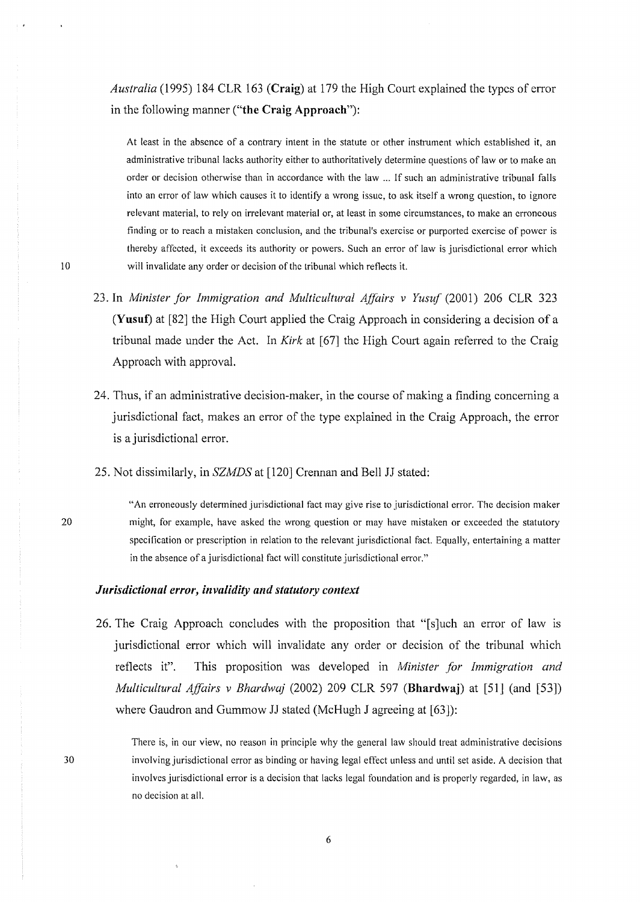*Australia* (1995) 184 CLR 163 (**Craig**) at 179 the High Court explained the types of error in the following manner ("**the Craig Approach**"):

> At least in the absence of a contrary intent in the statute or other instrument which established it, an administrative tribunal lacks authority either to authoritatively determine questions of law or to make an order or decision otherwise than in accordance with the law ... If such an administrative tribunal falls into an error of law which causes it to identify a wrong issue, to ask itself a wrong question, to ignore relevant material, to rely on irrelevant material or, at least in some circumstances, to make an erroneous finding or to reach a mistaken conclusion, and the tribunal's exercise or purported exercise of power is thereby affected, it exceeds its authority or powers. Such an error of law is jurisdictional error which will invalidate any order or decision of the tribunal which reflects it.

23. In *Minister for Immigration and Multicultural Affairs v Yusuf* (2001) 206 CLR 323 (**Yusuf**) at [82] the High Court applied the Craig Approach in considering a decision of a tribunal made under the Act. In *Kirk* at [67] the High Court again referred to the Craig Approach with approval.

24. Thus, if an administrative decision-maker, in the course of making a finding concerning a jurisdictional fact, makes an error of the type explained in the Craig Approach, the error is a jurisdictional error.

25. Not dissimilarly, in *SZMDS* at [120] Crennan and Bell JJ stated:

> "An erroneously determined jurisdictional fact may give rise to jurisdictional error. The decision maker might, for example, have asked the wrong question or may have mistaken or exceeded the statutory specification or prescription in relation to the relevant jurisdictional fact. Equally, entertaining a matter in the absence of a jurisdictional fact will constitute jurisdictional error."

### *Jurisdictional error, invalidity and statutory context*

26. The Craig Approach concludes with the proposition that "[s]uch an error of law is jurisdictional error which will invalidate any order or decision of the tribunal which reflects it". This proposition was developed in *Minister for Immigration and Multicultural Affairs v Bhardwaj* (2002) 209 CLR 597 (**Bhardwaj**) at [51] (and [53]) where Gaudron and Gummow JJ stated (McHugh J agreeing at [63]):

> There is, in our view, no reason in principle why the general law should treat administrative decisions involving jurisdictional error as binding or having legal effect unless and until set aside. A decision that involves jurisdictional error is a decision that lacks legal foundation and is properly regarded, in law, as no decision at all.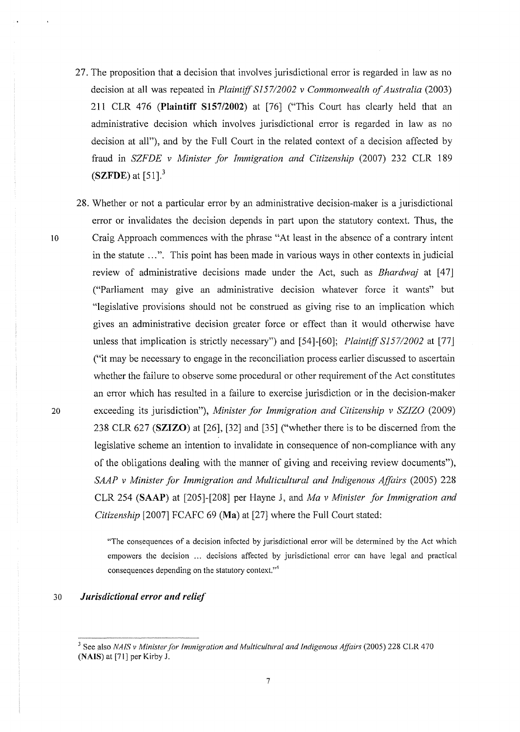27. The proposition that a decision that involves jurisdictional error is regarded in law as no decision at all was repeated in *Plaintiff S157/2002 v Commonwealth of Australia* (2003) 211 CLR 476 (**Plaintiff S157/2002**) at [76] ("This Court has clearly held that an administrative decision which involves jurisdictional error is regarded in law as no decision at all"), and by the Full Court in the related context of a decision affected by fraud in *SZFDE v Minister for Immigration and Citizenship* (2007) 232 CLR 189 (**SZFDE**) at [51].[3]

28. Whether or not a particular error by an administrative decision-maker is a jurisdictional error or invalidates the decision depends in part upon the statutory context. Thus, the Craig Approach commences with the phrase "At least in the absence of a contrary intent in the statute ...". This point has been made in various ways in other contexts in judicial review of administrative decisions made under the Act, such as *Bhardwaj* at [47] ("Parliament may give an administrative decision whatever force it wants" but "legislative provisions should not be construed as giving rise to an implication which gives an administrative decision greater force or effect than it would otherwise have unless that implication is strictly necessary") and [54]-[60]; *Plaintiff S157/2002* at [77] ("it may be necessary to engage in the reconciliation process earlier discussed to ascertain whether the failure to observe some procedural or other requirement of the Act constitutes an error which has resulted in a failure to exercise jurisdiction or in the decision-maker exceeding its jurisdiction"), *Minister for Immigration and Citizenship v SZIZO* (2009) 238 CLR 627 (**SZIZO**) at [26], [32] and [35] ("whether there is to be discerned from the legislative scheme an intention to invalidate in consequence of non-compliance with any of the obligations dealing with the manner of giving and receiving review documents"), *SAAP v Minister for Immigration and Multicultural and Indigenous Affairs* (2005) 228 CLR 254 (**SAAP**) at [205]-[208] per Hayne J, and *Ma v Minister for Immigration and Citizenship* [2007] FCAFC 69 (**Ma**) at [27] where the Full Court stated:

> "The consequences of a decision infected by jurisdictional error will be determined by the Act which empowers the decision ... decisions affected by jurisdictional error can have legal and practical consequences depending on the statutory context."[4]

### *Jurisdictional error and relief*

---

[3] See also *NAIS v Minister for Immigration and Multicultural and Indigenous Affairs* (2005) 228 CLR 470 (**NAIS**) at [71] per Kirby J.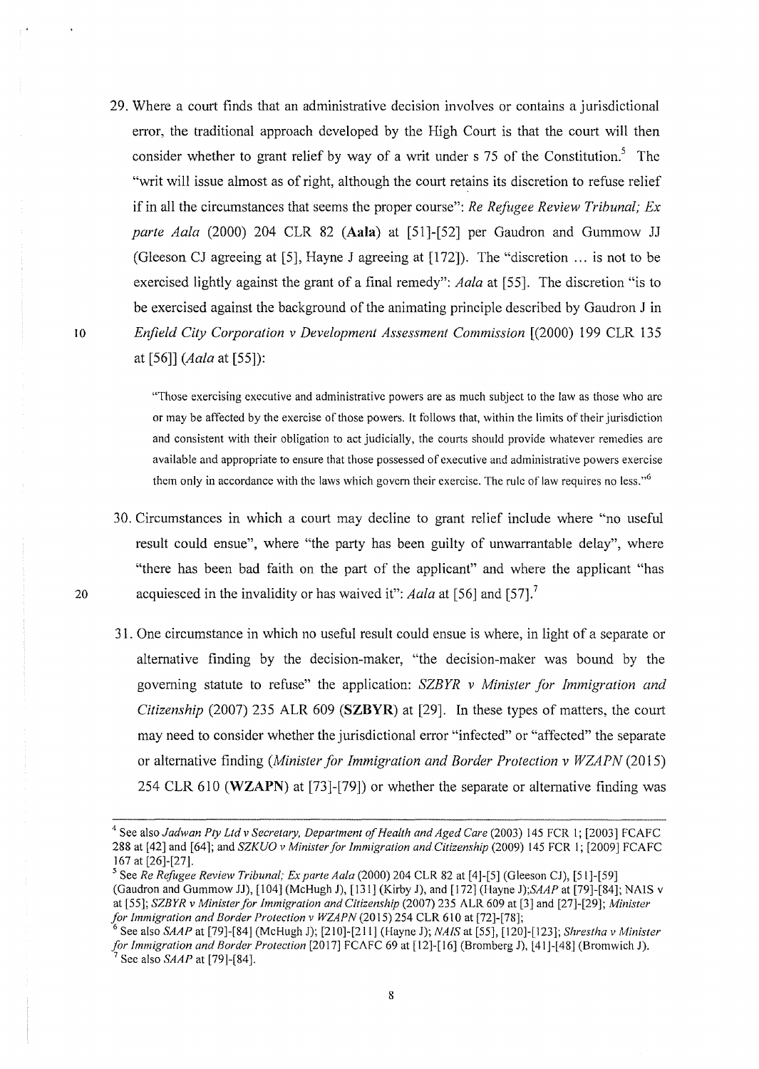29. Where a court finds that an administrative decision involves or contains a jurisdictional error, the traditional approach developed by the High Court is that the court will then consider whether to grant relief by way of a writ under s 75 of the Constitution.[5] The "writ will issue almost as of right, although the court retains its discretion to refuse relief if in all the circumstances that seems the proper course": *Re Refugee Review Tribunal; Ex parte Aala* (2000) 204 CLR 82 (**Aala**) at [51]-[52] per Gaudron and Gummow JJ (Gleeson CJ agreeing at [5], Hayne J agreeing at [172]). The "discretion ... is not to be exercised lightly against the grant of a final remedy": *Aala* at [55]. The discretion "is to be exercised against the background of the animating principle described by Gaudron J in *Enfield City Corporation v Development Assessment Commission* [(2000) 199 CLR 135 at [56]] (*Aala* at [55]):

> "Those exercising executive and administrative powers are as much subject to the law as those who are or may be affected by the exercise of those powers. It follows that, within the limits of their jurisdiction and consistent with their obligation to act judicially, the courts should provide whatever remedies are available and appropriate to ensure that those possessed of executive and administrative powers exercise them only in accordance with the laws which govern their exercise. The rule of law requires no less."[6]

30. Circumstances in which a court may decline to grant relief include where "no useful result could ensue", where "the party has been guilty of unwarrantable delay", where "there has been bad faith on the part of the applicant" and where the applicant "has acquiesced in the invalidity or has waived it": *Aala* at [56] and [57].[7]

31. One circumstance in which no useful result could ensue is where, in light of a separate or alternative finding by the decision-maker, "the decision-maker was bound by the governing statute to refuse" the application: *SZBYR v Minister for Immigration and Citizenship* (2007) 235 ALR 609 (**SZBYR**) at [29]. In these types of matters, the court may need to consider whether the jurisdictional error "infected" or "affected" the separate or alternative finding (*Minister for Immigration and Border Protection v WZAPN* (2015) 254 CLR 610 (**WZAPN**) at [73]-[79]) or whether the separate or alternative finding was

---

[4] See also *Jadwan Pty Ltd v Secretary, Department of Health and Aged Care* (2003) 145 FCR 1; [2003] FCAFC 288 at [42] and [64]; and *SZKUO v Minister for Immigration and Citizenship* (2009) 145 FCR 1; [2009] FCAFC 167 at [26]-[27].

[5] See *Re Refugee Review Tribunal; Ex parte Aala* (2000) 204 CLR 82 at [4]-[5] (Gleeson CJ), [51]-[59] (Gaudron and Gummow JJ), [104] (McHugh J), [131] (Kirby J), and [172] (Hayne J);*SAAP* at [79]-[84]; NAIS v at [55]; *SZBYR v Minister for Immigration and Citizenship* (2007) 235 ALR 609 at [3] and [27]-[29]; *Minister for Immigration and Border Protection v WZAPN* (2015) 254 CLR 610 at [72]-[78];

[6] See also *SAAP* at [79]-[84] (McHugh J); [210]-[211] (Hayne J); *NAIS* at [55], [120]-[123]; *Shrestha v Minister for Immigration and Border Protection* [2017] FCAFC 69 at [12]-[16] (Bromberg J), [41]-[48] (Bromwich J).

[7] See also *SAAP* at [79]-[84].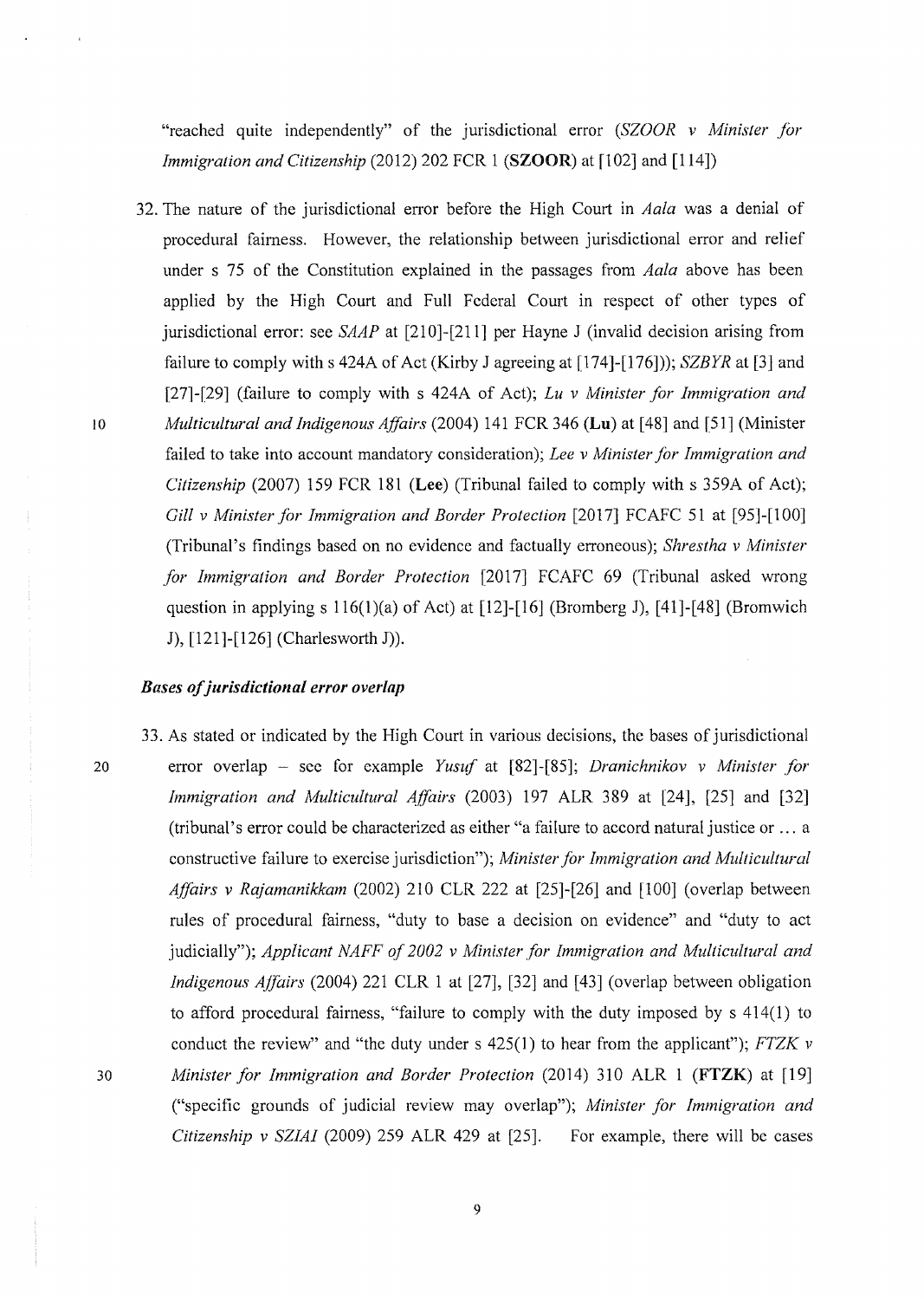"reached quite independently" of the jurisdictional error (*SZOOR v Minister for Immigration and Citizenship* (2012) 202 FCR 1 (**SZOOR**) at [102] and [114])

32. The nature of the jurisdictional error before the High Court in *Aala* was a denial of procedural fairness. However, the relationship between jurisdictional error and relief under s 75 of the Constitution explained in the passages from *Aala* above has been applied by the High Court and Full Federal Court in respect of other types of jurisdictional error: see *SAAP* at [210]-[211] per Hayne J (invalid decision arising from failure to comply with s 424A of Act (Kirby J agreeing at [174]-[176])); *SZBYR* at [3] and [27]-[29] (failure to comply with s 424A of Act); *Lu v Minister for Immigration and Multicultural and Indigenous Affairs* (2004) 141 FCR 346 (**Lu**) at [48] and [51] (Minister failed to take into account mandatory consideration); *Lee v Minister for Immigration and Citizenship* (2007) 159 FCR 181 (**Lee**) (Tribunal failed to comply with s 359A of Act); *Gill v Minister for Immigration and Border Protection* [2017] FCAFC 51 at [95]-[100] (Tribunal's findings based on no evidence and factually erroneous); *Shrestha v Minister for Immigration and Border Protection* [2017] FCAFC 69 (Tribunal asked wrong question in applying s 116(1)(a) of Act) at [12]-[16] (Bromberg J), [41]-[48] (Bromwich J), [121]-[126] (Charlesworth J)).

### *Bases of jurisdictional error overlap*

33. As stated or indicated by the High Court in various decisions, the bases of jurisdictional error overlap – see for example *Yusuf* at [82]-[85]; *Dranichnikov v Minister for Immigration and Multicultural Affairs* (2003) 197 ALR 389 at [24], [25] and [32] (tribunal's error could be characterized as either "a failure to accord natural justice or … a constructive failure to exercise jurisdiction"); *Minister for Immigration and Multicultural Affairs v Rajamanikkam* (2002) 210 CLR 222 at [25]-[26] and [100] (overlap between rules of procedural fairness, "duty to base a decision on evidence" and "duty to act judicially"); *Applicant NAFF of 2002 v Minister for Immigration and Multicultural and Indigenous Affairs* (2004) 221 CLR 1 at [27], [32] and [43] (overlap between obligation to afford procedural fairness, "failure to comply with the duty imposed by s 414(1) to conduct the review" and "the duty under s 425(1) to hear from the applicant"); *FTZK v Minister for Immigration and Border Protection* (2014) 310 ALR 1 (**FTZK**) at [19] ("specific grounds of judicial review may overlap"); *Minister for Immigration and Citizenship v SZIAI* (2009) 259 ALR 429 at [25]. For example, there will be cases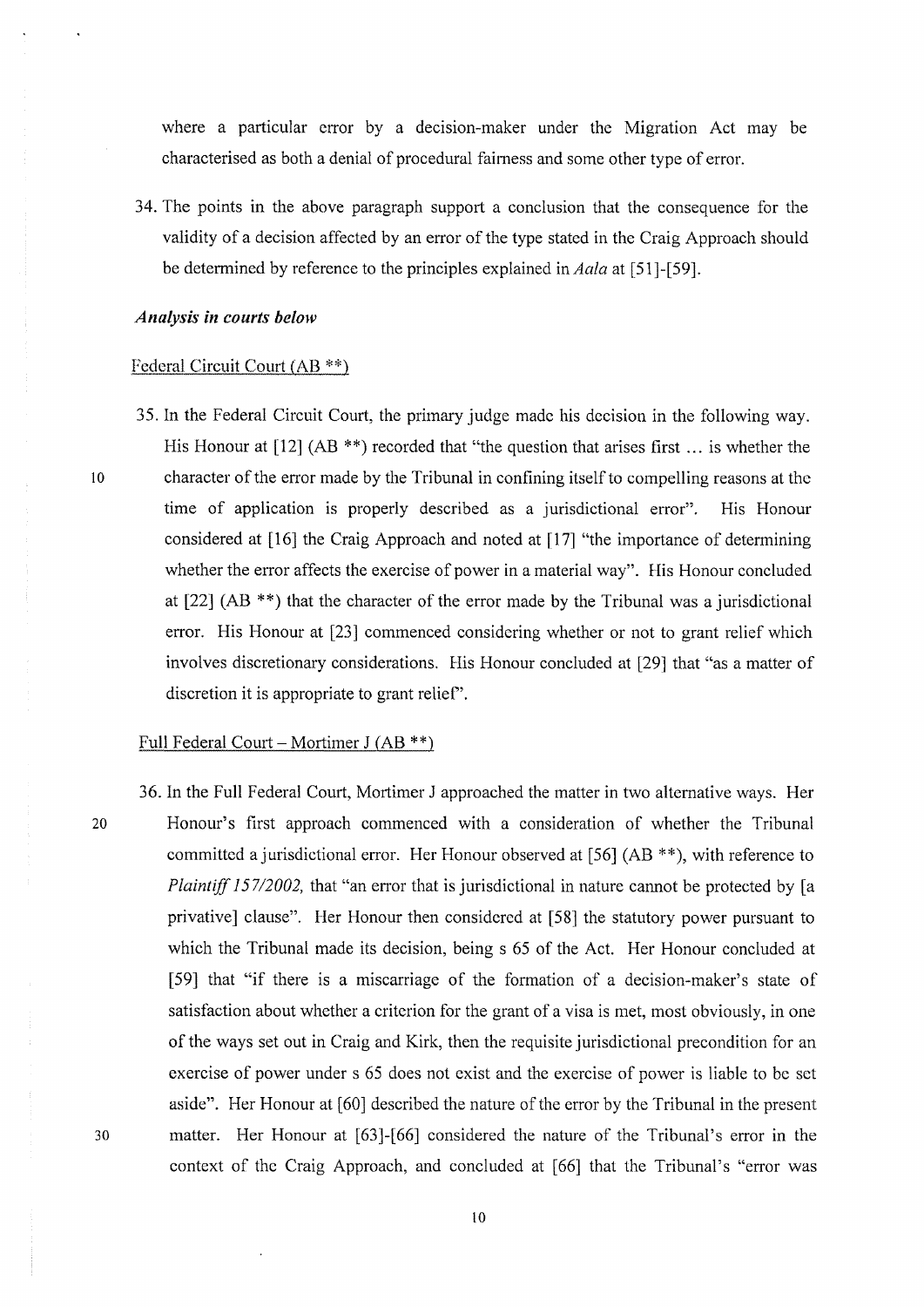where a particular error by a decision-maker under the Migration Act may be characterised as both a denial of procedural fairness and some other type of error.

34. The points in the above paragraph support a conclusion that the consequence for the validity of a decision affected by an error of the type stated in the Craig Approach should be determined by reference to the principles explained in *Aala* at [51]-[59].

***Analysis in courts below***

Federal Circuit Court (AB **)

35. In the Federal Circuit Court, the primary judge made his decision in the following way. His Honour at [12] (AB **) recorded that "the question that arises first … is whether the character of the error made by the Tribunal in confining itself to compelling reasons at the time of application is properly described as a jurisdictional error". His Honour considered at [16] the Craig Approach and noted at [17] "the importance of determining whether the error affects the exercise of power in a material way". His Honour concluded at [22] (AB **) that the character of the error made by the Tribunal was a jurisdictional error. His Honour at [23] commenced considering whether or not to grant relief which involves discretionary considerations. His Honour concluded at [29] that "as a matter of discretion it is appropriate to grant relief".

Full Federal Court – Mortimer J (AB **)

36. In the Full Federal Court, Mortimer J approached the matter in two alternative ways. Her Honour's first approach commenced with a consideration of whether the Tribunal committed a jurisdictional error. Her Honour observed at [56] (AB **), with reference to *Plaintiff 157/2002,* that "an error that is jurisdictional in nature cannot be protected by [a privative] clause". Her Honour then considered at [58] the statutory power pursuant to which the Tribunal made its decision, being s 65 of the Act. Her Honour concluded at [59] that "if there is a miscarriage of the formation of a decision-maker's state of satisfaction about whether a criterion for the grant of a visa is met, most obviously, in one of the ways set out in Craig and Kirk, then the requisite jurisdictional precondition for an exercise of power under s 65 does not exist and the exercise of power is liable to be set aside". Her Honour at [60] described the nature of the error by the Tribunal in the present matter. Her Honour at [63]-[66] considered the nature of the Tribunal's error in the context of the Craig Approach, and concluded at [66] that the Tribunal's "error was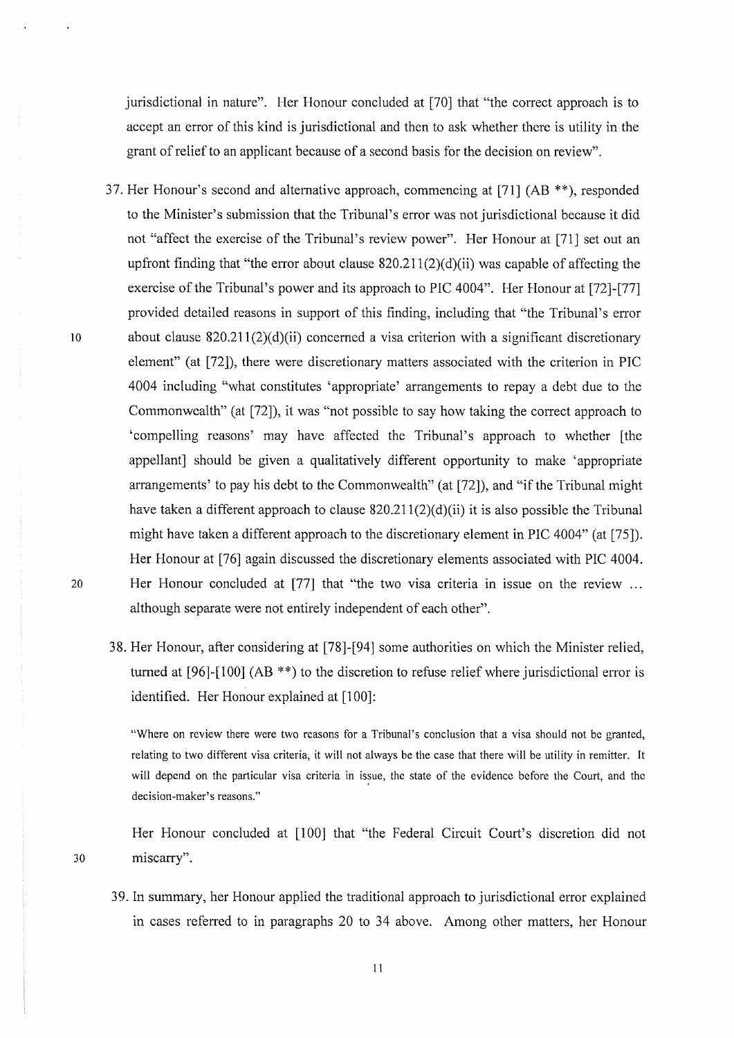jurisdictional in nature". Her Honour concluded at [70] that "the correct approach is to accept an error of this kind is jurisdictional and then to ask whether there is utility in the grant of relief to an applicant because of a second basis for the decision on review".

37. Her Honour's second and alternative approach, commencing at [71] (AB **), responded to the Minister's submission that the Tribunal's error was not jurisdictional because it did not "affect the exercise of the Tribunal's review power". Her Honour at [71] set out an upfront finding that "the error about clause 820.211(2)(d)(ii) was capable of affecting the exercise of the Tribunal's power and its approach to PIC 4004". Her Honour at [72]-[77] provided detailed reasons in support of this finding, including that "the Tribunal's error about clause 820.211(2)(d)(ii) concerned a visa criterion with a significant discretionary element" (at [72]), there were discretionary matters associated with the criterion in PIC 4004 including "what constitutes 'appropriate' arrangements to repay a debt due to the Commonwealth" (at [72]), it was "not possible to say how taking the correct approach to 'compelling reasons' may have affected the Tribunal's approach to whether [the appellant] should be given a qualitatively different opportunity to make 'appropriate arrangements' to pay his debt to the Commonwealth" (at [72]), and "if the Tribunal might have taken a different approach to clause 820.211(2)(d)(ii) it is also possible the Tribunal might have taken a different approach to the discretionary element in PIC 4004" (at [75]). Her Honour at [76] again discussed the discretionary elements associated with PIC 4004. Her Honour concluded at [77] that "the two visa criteria in issue on the review ... although separate were not entirely independent of each other".

38. Her Honour, after considering at [78]-[94] some authorities on which the Minister relied, turned at [96]-[100] (AB **) to the discretion to refuse relief where jurisdictional error is identified. Her Honour explained at [100]:

> "Where on review there were two reasons for a Tribunal's conclusion that a visa should not be granted, relating to two different visa criteria, it will not always be the case that there will be utility in remitter. It will depend on the particular visa criteria in issue, the state of the evidence before the Court, and the decision-maker's reasons."

Her Honour concluded at [100] that "the Federal Circuit Court's discretion did not miscarry".

39. In summary, her Honour applied the traditional approach to jurisdictional error explained in cases referred to in paragraphs 20 to 34 above. Among other matters, her Honour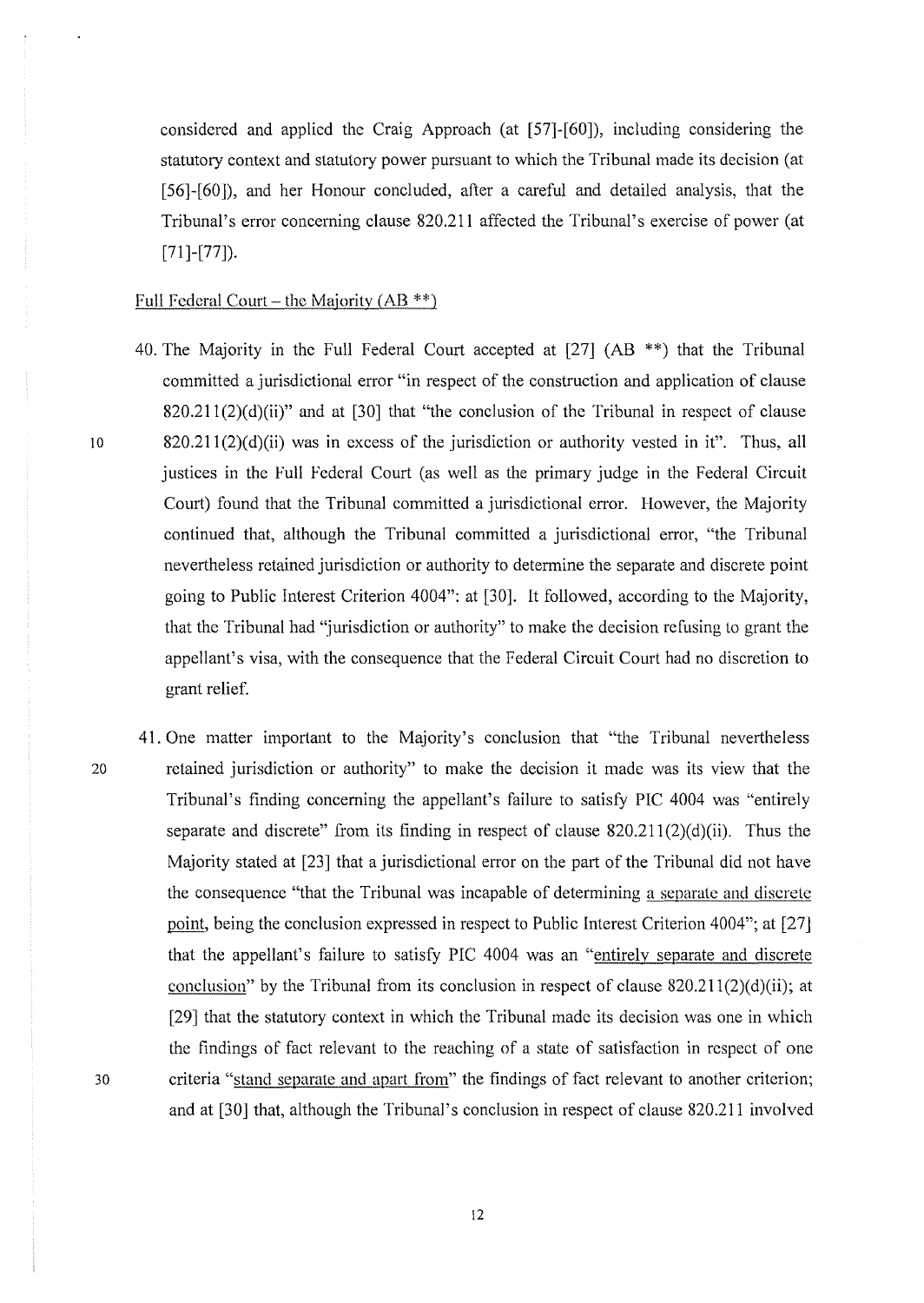considered and applied the Craig Approach (at [57]-[60]), including considering the statutory context and statutory power pursuant to which the Tribunal made its decision (at [56]-[60]), and her Honour concluded, after a careful and detailed analysis, that the Tribunal's error concerning clause 820.211 affected the Tribunal's exercise of power (at [71]-[77]).

Full Federal Court – the Majority (AB **)

40. The Majority in the Full Federal Court accepted at [27] (AB **) that the Tribunal committed a jurisdictional error "in respect of the construction and application of clause 820.211(2)(d)(ii)" and at [30] that "the conclusion of the Tribunal in respect of clause 820.211(2)(d)(ii) was in excess of the jurisdiction or authority vested in it". Thus, all justices in the Full Federal Court (as well as the primary judge in the Federal Circuit Court) found that the Tribunal committed a jurisdictional error. However, the Majority continued that, although the Tribunal committed a jurisdictional error, "the Tribunal nevertheless retained jurisdiction or authority to determine the separate and discrete point going to Public Interest Criterion 4004": at [30]. It followed, according to the Majority, that the Tribunal had "jurisdiction or authority" to make the decision refusing to grant the appellant's visa, with the consequence that the Federal Circuit Court had no discretion to grant relief.

41. One matter important to the Majority's conclusion that "the Tribunal nevertheless retained jurisdiction or authority" to make the decision it made was its view that the Tribunal's finding concerning the appellant's failure to satisfy PIC 4004 was "entirely separate and discrete" from its finding in respect of clause 820.211(2)(d)(ii). Thus the Majority stated at [23] that a jurisdictional error on the part of the Tribunal did not have the consequence "that the Tribunal was incapable of determining a separate and discrete point, being the conclusion expressed in respect to Public Interest Criterion 4004"; at [27] that the appellant's failure to satisfy PIC 4004 was an "entirely separate and discrete conclusion" by the Tribunal from its conclusion in respect of clause 820.211(2)(d)(ii); at [29] that the statutory context in which the Tribunal made its decision was one in which the findings of fact relevant to the reaching of a state of satisfaction in respect of one criteria "stand separate and apart from" the findings of fact relevant to another criterion; and at [30] that, although the Tribunal's conclusion in respect of clause 820.211 involved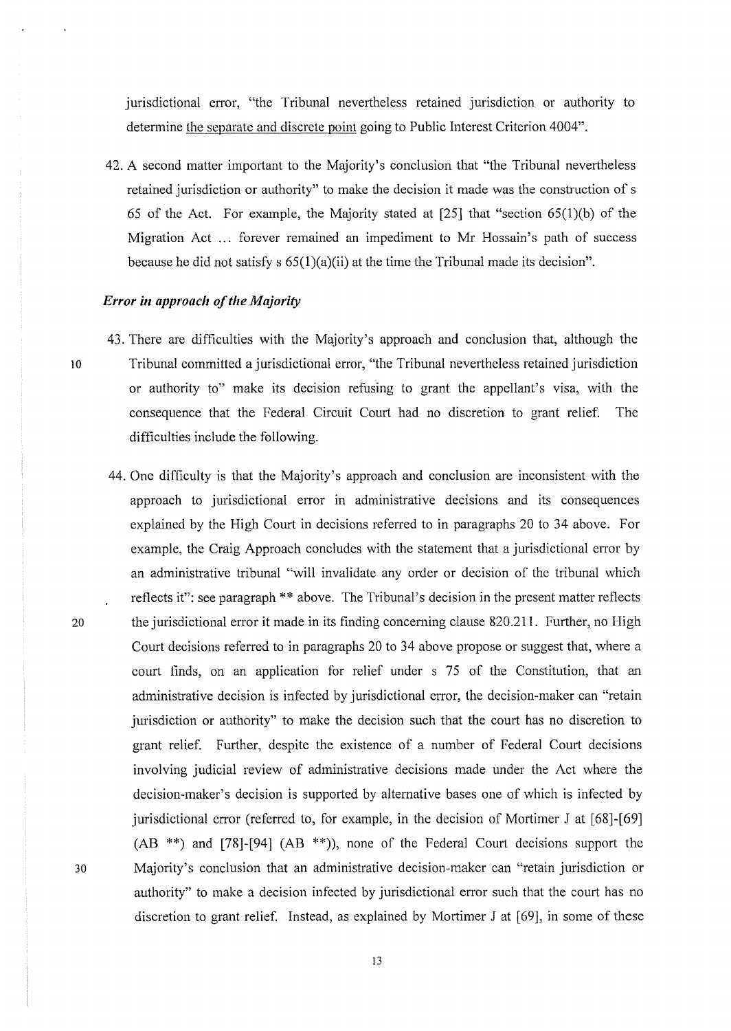jurisdictional error, "the Tribunal nevertheless retained jurisdiction or authority to determine <u>the separate and discrete point</u> going to Public Interest Criterion 4004".

42. A second matter important to the Majority's conclusion that "the Tribunal nevertheless retained jurisdiction or authority" to make the decision it made was the construction of s 65 of the Act. For example, the Majority stated at [25] that "section 65(1)(b) of the Migration Act ... forever remained an impediment to Mr Hossain's path of success because he did not satisfy s 65(1)(a)(ii) at the time the Tribunal made its decision".

### *Error in approach of the Majority*

43. There are difficulties with the Majority's approach and conclusion that, although the Tribunal committed a jurisdictional error, "the Tribunal nevertheless retained jurisdiction or authority to" make its decision refusing to grant the appellant's visa, with the consequence that the Federal Circuit Court had no discretion to grant relief. The difficulties include the following.

44. One difficulty is that the Majority's approach and conclusion are inconsistent with the approach to jurisdictional error in administrative decisions and its consequences explained by the High Court in decisions referred to in paragraphs 20 to 34 above. For example, the Craig Approach concludes with the statement that a jurisdictional error by an administrative tribunal "will invalidate any order or decision of the tribunal which reflects it": see paragraph ** above. The Tribunal's decision in the present matter reflects the jurisdictional error it made in its finding concerning clause 820.211. Further, no High Court decisions referred to in paragraphs 20 to 34 above propose or suggest that, where a court finds, on an application for relief under s 75 of the Constitution, that an administrative decision is infected by jurisdictional error, the decision-maker can "retain jurisdiction or authority" to make the decision such that the court has no discretion to grant relief. Further, despite the existence of a number of Federal Court decisions involving judicial review of administrative decisions made under the Act where the decision-maker's decision is supported by alternative bases one of which is infected by jurisdictional error (referred to, for example, in the decision of Mortimer J at [68]-[69] (AB **) and [78]-[94] (AB **)), none of the Federal Court decisions support the Majority's conclusion that an administrative decision-maker can "retain jurisdiction or authority" to make a decision infected by jurisdictional error such that the court has no discretion to grant relief. Instead, as explained by Mortimer J at [69], in some of these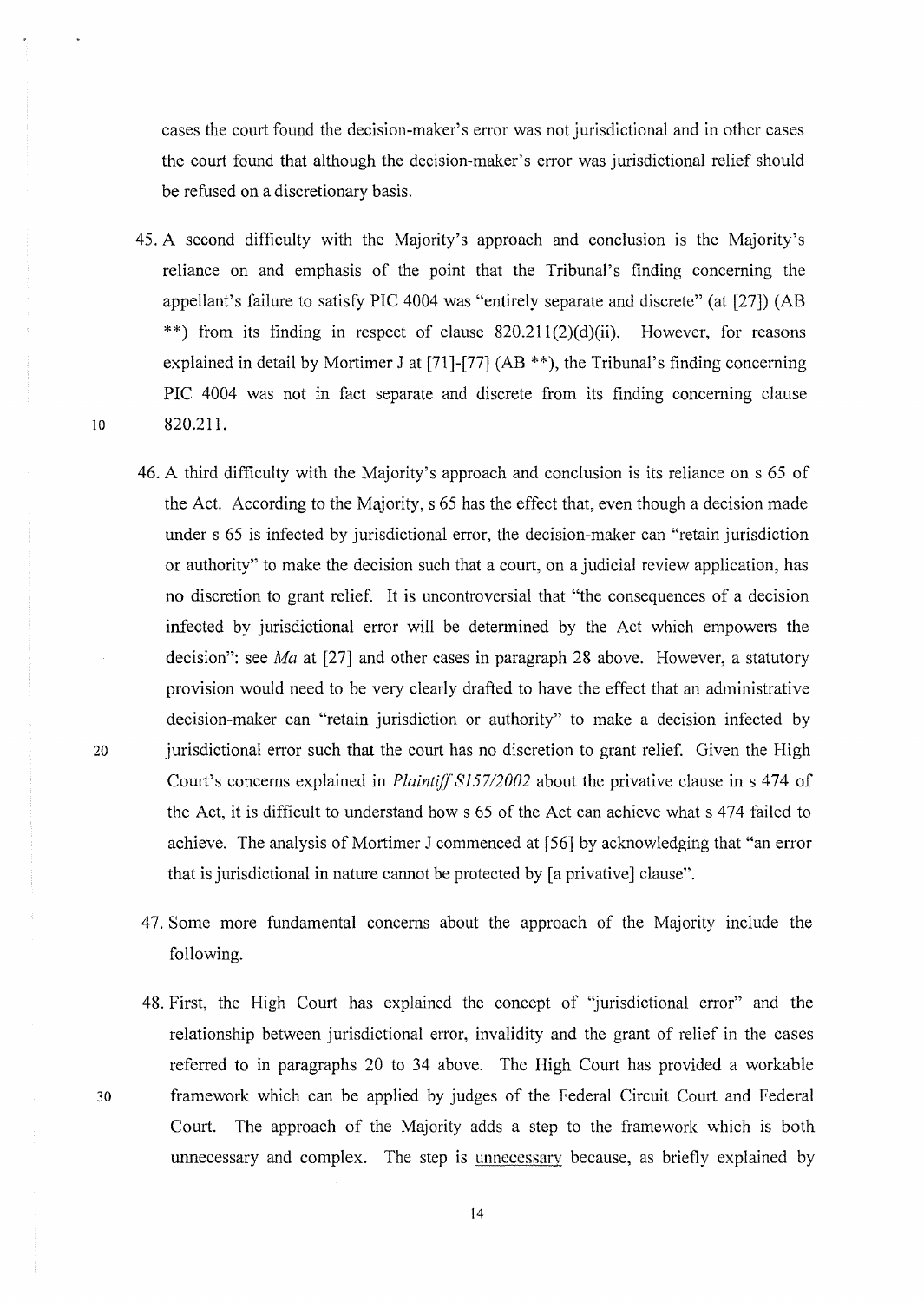cases the court found the decision-maker's error was not jurisdictional and in other cases the court found that although the decision-maker's error was jurisdictional relief should be refused on a discretionary basis.

45. A second difficulty with the Majority's approach and conclusion is the Majority's reliance on and emphasis of the point that the Tribunal's finding concerning the appellant's failure to satisfy PIC 4004 was "entirely separate and discrete" (at [27]) (AB **) from its finding in respect of clause 820.211(2)(d)(ii). However, for reasons explained in detail by Mortimer J at [71]-[77] (AB **), the Tribunal's finding concerning PIC 4004 was not in fact separate and discrete from its finding concerning clause 820.211.

46. A third difficulty with the Majority's approach and conclusion is its reliance on s 65 of the Act. According to the Majority, s 65 has the effect that, even though a decision made under s 65 is infected by jurisdictional error, the decision-maker can "retain jurisdiction or authority" to make the decision such that a court, on a judicial review application, has no discretion to grant relief. It is uncontroversial that "the consequences of a decision infected by jurisdictional error will be determined by the Act which empowers the decision": see *Ma* at [27] and other cases in paragraph 28 above. However, a statutory provision would need to be very clearly drafted to have the effect that an administrative decision-maker can "retain jurisdiction or authority" to make a decision infected by jurisdictional error such that the court has no discretion to grant relief. Given the High Court's concerns explained in *Plaintiff S157/2002* about the privative clause in s 474 of the Act, it is difficult to understand how s 65 of the Act can achieve what s 474 failed to achieve. The analysis of Mortimer J commenced at [56] by acknowledging that "an error that is jurisdictional in nature cannot be protected by [a privative] clause".

47. Some more fundamental concerns about the approach of the Majority include the following.

48. First, the High Court has explained the concept of "jurisdictional error" and the relationship between jurisdictional error, invalidity and the grant of relief in the cases referred to in paragraphs 20 to 34 above. The High Court has provided a workable framework which can be applied by judges of the Federal Circuit Court and Federal Court. The approach of the Majority adds a step to the framework which is both unnecessary and complex. The step is <u>unnecessary</u> because, as briefly explained by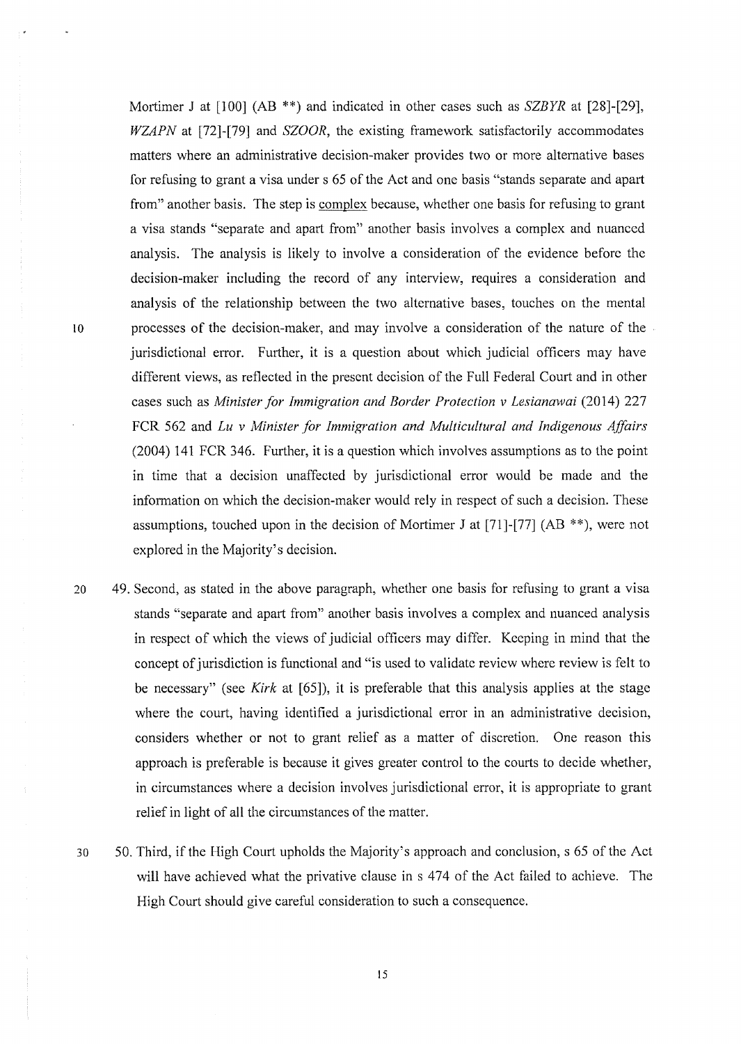Mortimer J at [100] (AB **) and indicated in other cases such as *SZBYR* at [28]-[29], *WZAPN* at [72]-[79] and *SZOOR*, the existing framework satisfactorily accommodates matters where an administrative decision-maker provides two or more alternative bases for refusing to grant a visa under s 65 of the Act and one basis "stands separate and apart from" another basis. The step is <u>complex</u> because, whether one basis for refusing to grant a visa stands "separate and apart from" another basis involves a complex and nuanced analysis. The analysis is likely to involve a consideration of the evidence before the decision-maker including the record of any interview, requires a consideration and analysis of the relationship between the two alternative bases, touches on the mental processes of the decision-maker, and may involve a consideration of the nature of the jurisdictional error. Further, it is a question about which judicial officers may have different views, as reflected in the present decision of the Full Federal Court and in other cases such as *Minister for Immigration and Border Protection v Lesianawai* (2014) 227 FCR 562 and *Lu v Minister for Immigration and Multicultural and Indigenous Affairs* (2004) 141 FCR 346. Further, it is a question which involves assumptions as to the point in time that a decision unaffected by jurisdictional error would be made and the information on which the decision-maker would rely in respect of such a decision. These assumptions, touched upon in the decision of Mortimer J at [71]-[77] (AB **), were not explored in the Majority's decision.

49. Second, as stated in the above paragraph, whether one basis for refusing to grant a visa stands "separate and apart from" another basis involves a complex and nuanced analysis in respect of which the views of judicial officers may differ. Keeping in mind that the concept of jurisdiction is functional and "is used to validate review where review is felt to be necessary" (see *Kirk* at [65]), it is preferable that this analysis applies at the stage where the court, having identified a jurisdictional error in an administrative decision, considers whether or not to grant relief as a matter of discretion. One reason this approach is preferable is because it gives greater control to the courts to decide whether, in circumstances where a decision involves jurisdictional error, it is appropriate to grant relief in light of all the circumstances of the matter.

50. Third, if the High Court upholds the Majority's approach and conclusion, s 65 of the Act will have achieved what the privative clause in s 474 of the Act failed to achieve. The High Court should give careful consideration to such a consequence.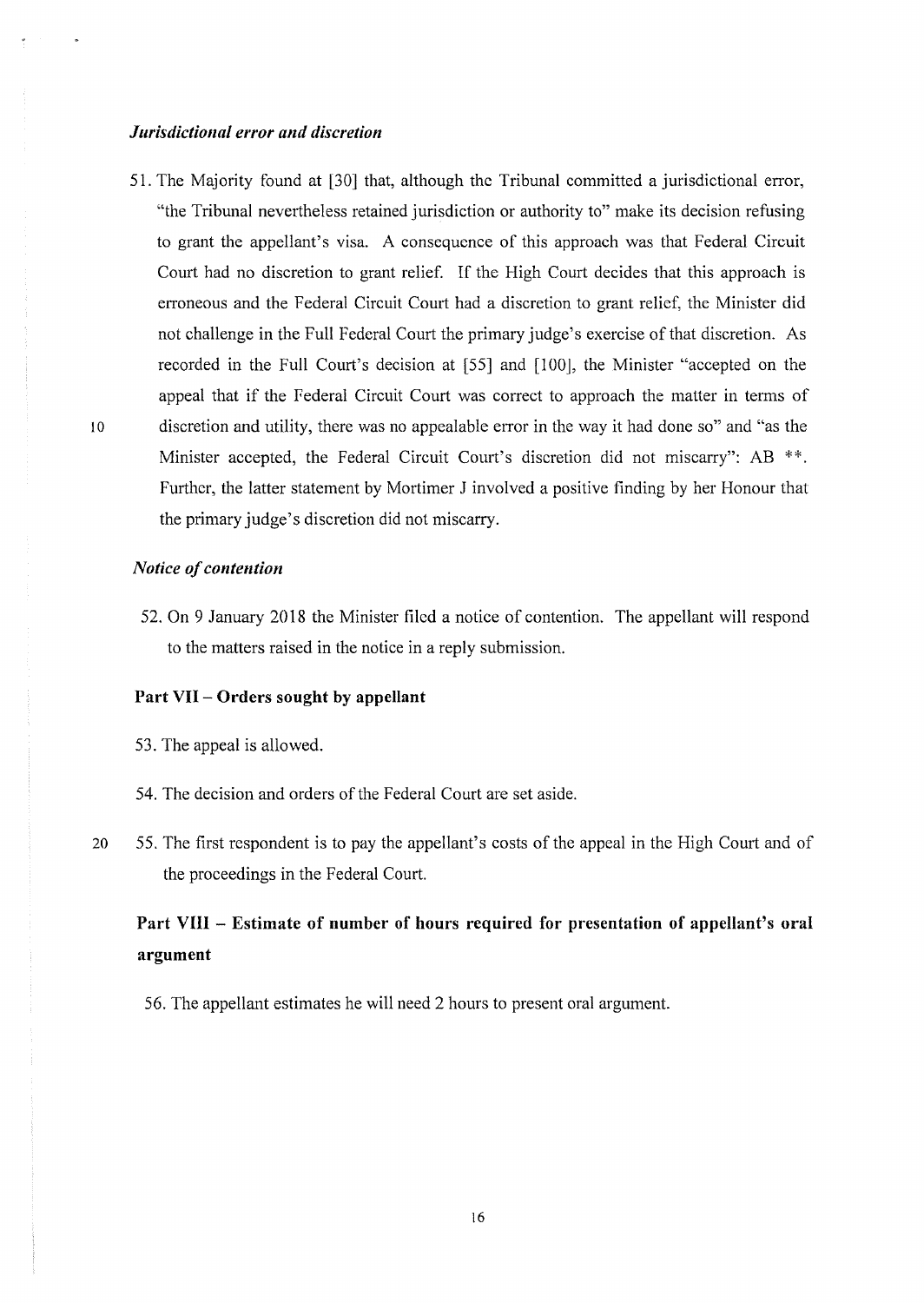### *Jurisdictional error and discretion*

51. The Majority found at [30] that, although the Tribunal committed a jurisdictional error, "the Tribunal nevertheless retained jurisdiction or authority to" make its decision refusing to grant the appellant's visa. A consequence of this approach was that Federal Circuit Court had no discretion to grant relief. If the High Court decides that this approach is erroneous and the Federal Circuit Court had a discretion to grant relief, the Minister did not challenge in the Full Federal Court the primary judge's exercise of that discretion. As recorded in the Full Court's decision at [55] and [100], the Minister "accepted on the appeal that if the Federal Circuit Court was correct to approach the matter in terms of discretion and utility, there was no appealable error in the way it had done so" and "as the Minister accepted, the Federal Circuit Court's discretion did not miscarry": AB **. Further, the latter statement by Mortimer J involved a positive finding by her Honour that the primary judge's discretion did not miscarry.

### *Notice of contention*

52. On 9 January 2018 the Minister filed a notice of contention. The appellant will respond to the matters raised in the notice in a reply submission.

## **Part VII – Orders sought by appellant**

53. The appeal is allowed.

54. The decision and orders of the Federal Court are set aside.

55. The first respondent is to pay the appellant's costs of the appeal in the High Court and of the proceedings in the Federal Court.

## **Part VIII – Estimate of number of hours required for presentation of appellant's oral argument**

56. The appellant estimates he will need 2 hours to present oral argument.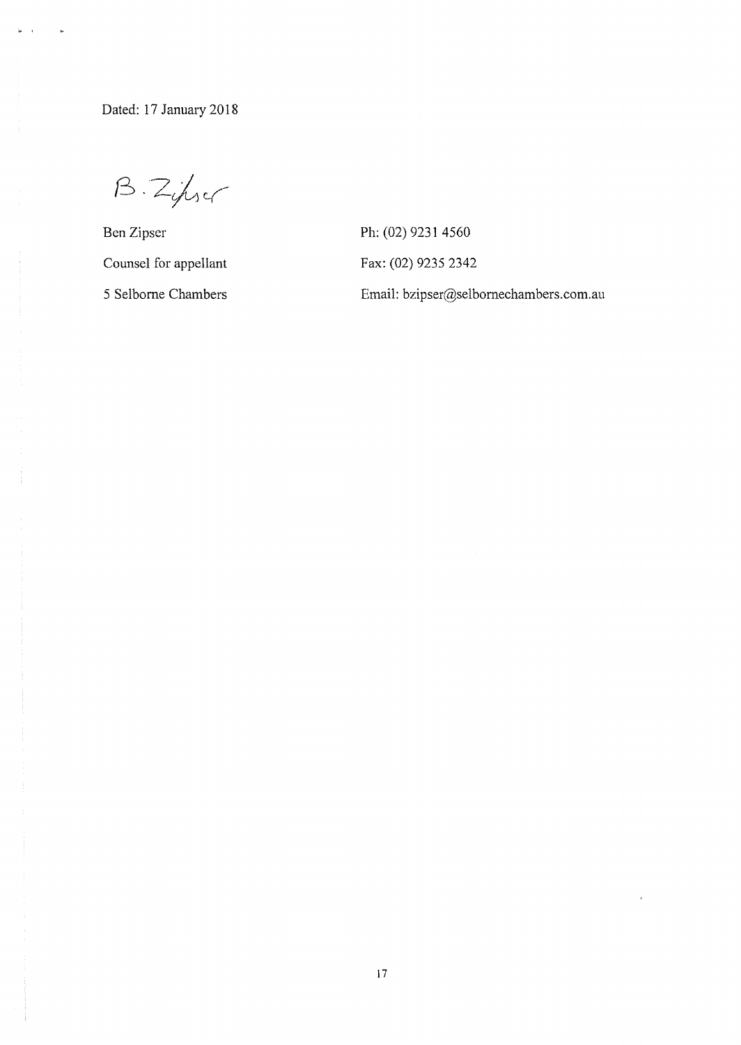Dated: 17 January 2018

B. Zipser

Ben Zipser

Counsel for appellant

5 Selborne Chambers

Ph: (02) 9231 4560

Fax: (02) 9235 2342

Email: bzipser@selbornechambers.com.au